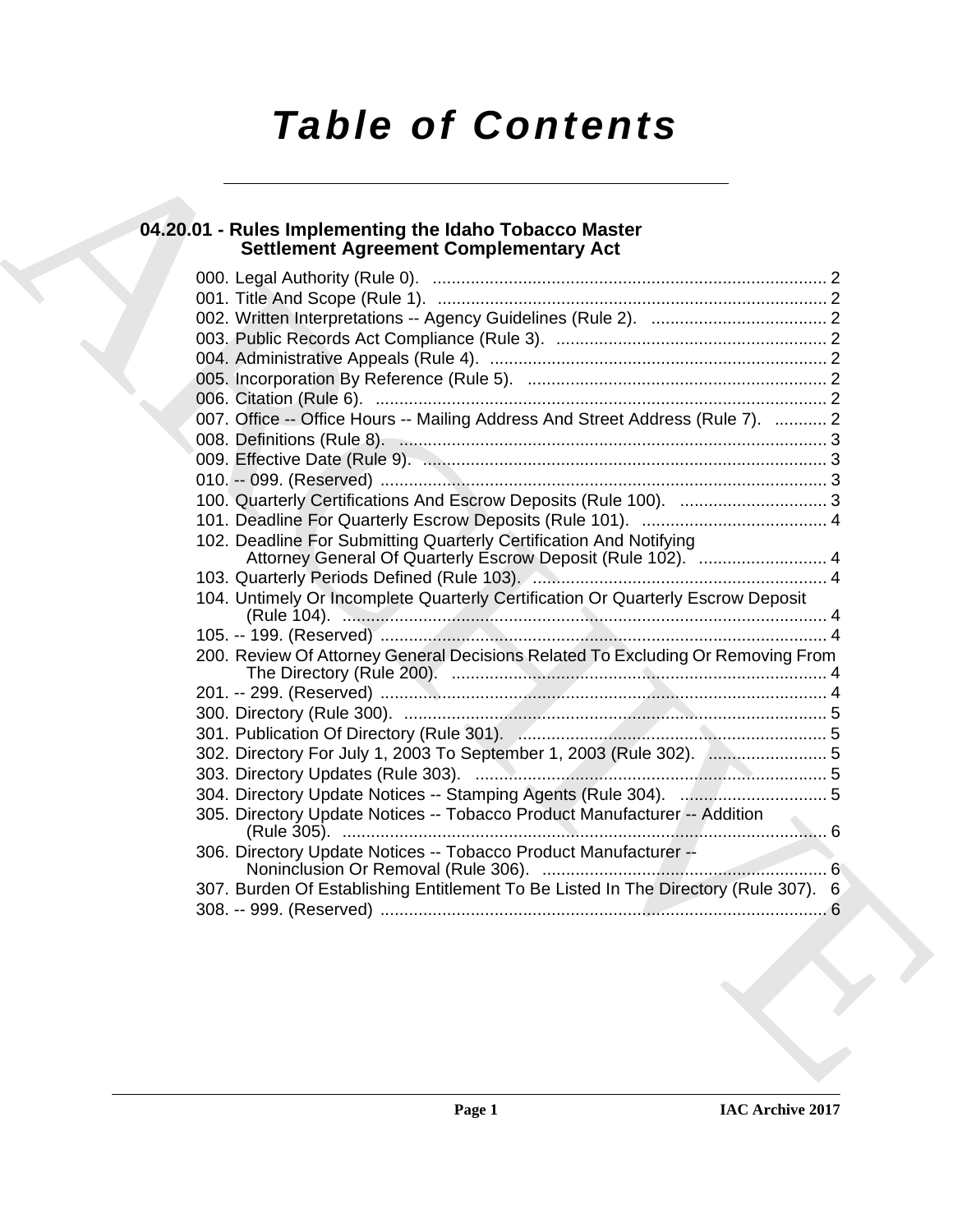# Table of Contents

## 04.20.01 - Rules Implementing the Idaho Tobacco Master Settlement Agreement Complementary Act

000. Legal Authority (Rule 0). .......... 2
001. Title And Scope (Rule 1). .......... 2
002. Written Interpretations -- Agency Guidelines (Rule 2). .......... 2
003. Public Records Act Compliance (Rule 3). .......... 2
004. Administrative Appeals (Rule 4). .......... 2
005. Incorporation By Reference (Rule 5). .......... 2
006. Citation (Rule 6). .......... 2
007. Office -- Office Hours -- Mailing Address And Street Address (Rule 7). .......... 2
008. Definitions (Rule 8). .......... 3
009. Effective Date (Rule 9). .......... 3
010. -- 099. (Reserved) .......... 3
100. Quarterly Certifications And Escrow Deposits (Rule 100). .......... 3
101. Deadline For Quarterly Escrow Deposits (Rule 101). .......... 4
102. Deadline For Submitting Quarterly Certification And Notifying Attorney General Of Quarterly Escrow Deposit (Rule 102). .......... 4
103. Quarterly Periods Defined (Rule 103). .......... 4
104. Untimely Or Incomplete Quarterly Certification Or Quarterly Escrow Deposit (Rule 104). .......... 4
105. -- 199. (Reserved) .......... 4
200. Review Of Attorney General Decisions Related To Excluding Or Removing From The Directory (Rule 200). .......... 4
201. -- 299. (Reserved) .......... 4
300. Directory (Rule 300). .......... 5
301. Publication Of Directory (Rule 301). .......... 5
302. Directory For July 1, 2003 To September 1, 2003 (Rule 302). .......... 5
303. Directory Updates (Rule 303). .......... 5
304. Directory Update Notices -- Stamping Agents (Rule 304). .......... 5
305. Directory Update Notices -- Tobacco Product Manufacturer -- Addition (Rule 305). .......... 6
306. Directory Update Notices -- Tobacco Product Manufacturer -- Noninclusion Or Removal (Rule 306). .......... 6
307. Burden Of Establishing Entitlement To Be Listed In The Directory (Rule 307). 6
308. -- 999. (Reserved) .......... 6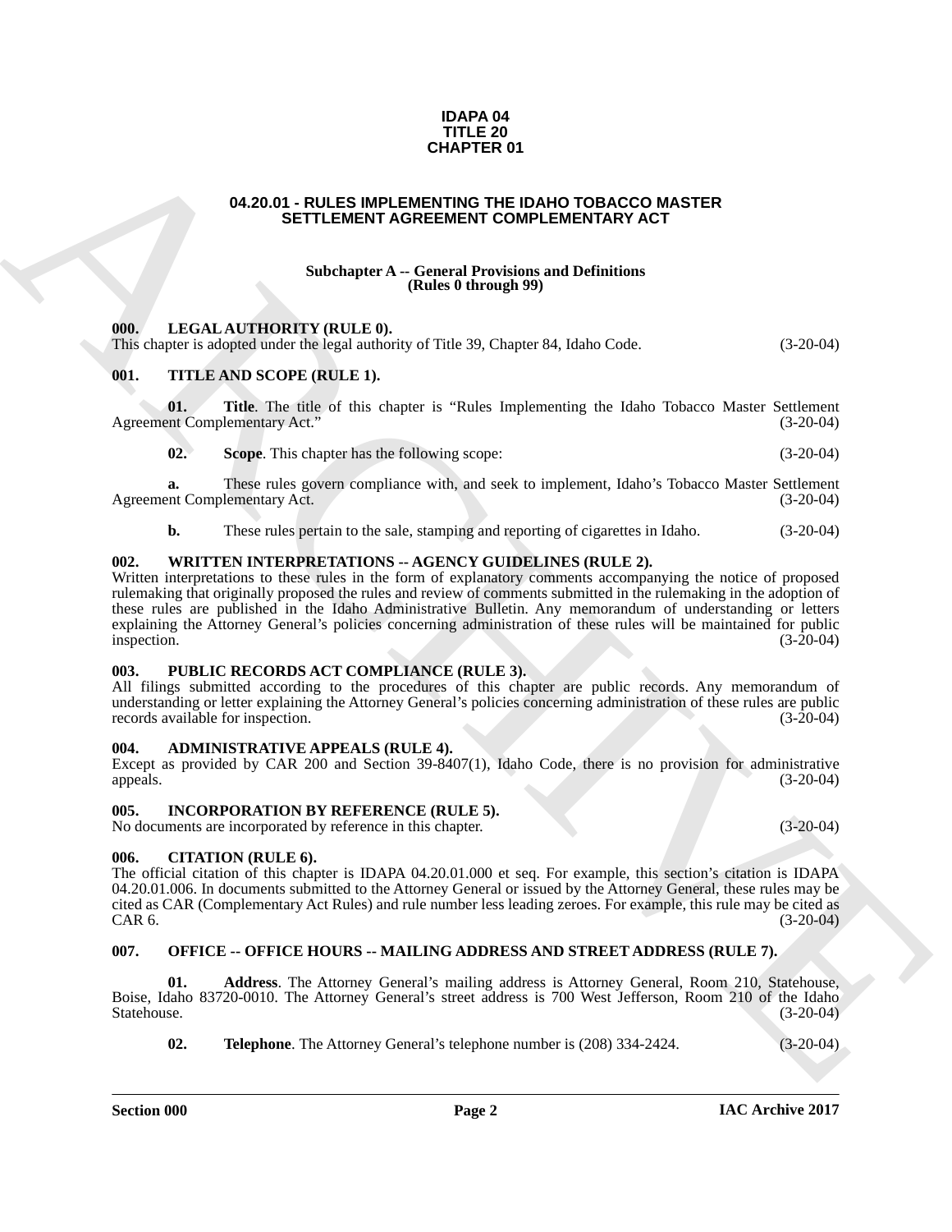**IDAPA 04**
**TITLE 20**
**CHAPTER 01**

# 04.20.01 - RULES IMPLEMENTING THE IDAHO TOBACCO MASTER SETTLEMENT AGREEMENT COMPLEMENTARY ACT

## Subchapter A -- General Provisions and Definitions (Rules 0 through 99)

### 000. LEGAL AUTHORITY (RULE 0).

This chapter is adopted under the legal authority of Title 39, Chapter 84, Idaho Code. (3-20-04)

### 001. TITLE AND SCOPE (RULE 1).

**01. Title**. The title of this chapter is "Rules Implementing the Idaho Tobacco Master Settlement Agreement Complementary Act." (3-20-04)

**02. Scope**. This chapter has the following scope: (3-20-04)

**a.** These rules govern compliance with, and seek to implement, Idaho's Tobacco Master Settlement Agreement Complementary Act. (3-20-04)

**b.** These rules pertain to the sale, stamping and reporting of cigarettes in Idaho. (3-20-04)

### 002. WRITTEN INTERPRETATIONS -- AGENCY GUIDELINES (RULE 2).

Written interpretations to these rules in the form of explanatory comments accompanying the notice of proposed rulemaking that originally proposed the rules and review of comments submitted in the rulemaking in the adoption of these rules are published in the Idaho Administrative Bulletin. Any memorandum of understanding or letters explaining the Attorney General's policies concerning administration of these rules will be maintained for public inspection. (3-20-04)

### 003. PUBLIC RECORDS ACT COMPLIANCE (RULE 3).

All filings submitted according to the procedures of this chapter are public records. Any memorandum of understanding or letter explaining the Attorney General's policies concerning administration of these rules are public records available for inspection. (3-20-04)

### 004. ADMINISTRATIVE APPEALS (RULE 4).

Except as provided by CAR 200 and Section 39-8407(1), Idaho Code, there is no provision for administrative appeals. (3-20-04)

### 005. INCORPORATION BY REFERENCE (RULE 5).

No documents are incorporated by reference in this chapter. (3-20-04)

### 006. CITATION (RULE 6).

The official citation of this chapter is IDAPA 04.20.01.000 et seq. For example, this section's citation is IDAPA 04.20.01.006. In documents submitted to the Attorney General or issued by the Attorney General, these rules may be cited as CAR (Complementary Act Rules) and rule number less leading zeroes. For example, this rule may be cited as CAR 6. (3-20-04)

### 007. OFFICE -- OFFICE HOURS -- MAILING ADDRESS AND STREET ADDRESS (RULE 7).

**01. Address**. The Attorney General's mailing address is Attorney General, Room 210, Statehouse, Boise, Idaho 83720-0010. The Attorney General's street address is 700 West Jefferson, Room 210 of the Idaho Statehouse. (3-20-04)

**02. Telephone**. The Attorney General's telephone number is (208) 334-2424. (3-20-04)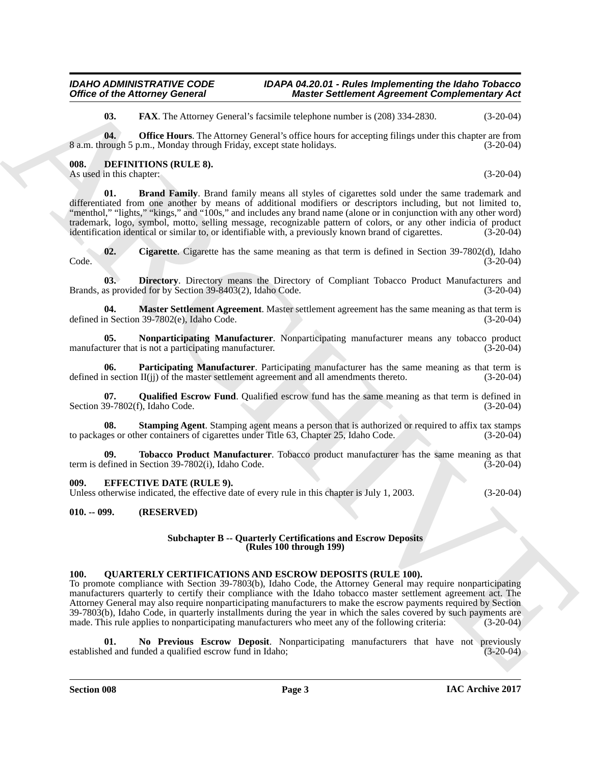**03. FAX**. The Attorney General's facsimile telephone number is (208) 334-2830. (3-20-04)

**04. Office Hours**. The Attorney General's office hours for accepting filings under this chapter are from 8 a.m. through 5 p.m., Monday through Friday, except state holidays. (3-20-04)

### 008. DEFINITIONS (RULE 8).

As used in this chapter: (3-20-04)

**01. Brand Family**. Brand family means all styles of cigarettes sold under the same trademark and differentiated from one another by means of additional modifiers or descriptors including, but not limited to, "menthol," "lights," "kings," and "100s," and includes any brand name (alone or in conjunction with any other word) trademark, logo, symbol, motto, selling message, recognizable pattern of colors, or any other indicia of product identification identical or similar to, or identifiable with, a previously known brand of cigarettes. (3-20-04)

**02. Cigarette**. Cigarette has the same meaning as that term is defined in Section 39-7802(d), Idaho Code. (3-20-04)

**03. Directory**. Directory means the Directory of Compliant Tobacco Product Manufacturers and Brands, as provided for by Section 39-8403(2), Idaho Code. (3-20-04)

**04. Master Settlement Agreement**. Master settlement agreement has the same meaning as that term is defined in Section 39-7802(e), Idaho Code. (3-20-04)

**05. Nonparticipating Manufacturer**. Nonparticipating manufacturer means any tobacco product manufacturer that is not a participating manufacturer. (3-20-04)

**06. Participating Manufacturer**. Participating manufacturer has the same meaning as that term is defined in section II(jj) of the master settlement agreement and all amendments thereto. (3-20-04)

**07. Qualified Escrow Fund**. Qualified escrow fund has the same meaning as that term is defined in Section 39-7802(f), Idaho Code. (3-20-04)

**08. Stamping Agent**. Stamping agent means a person that is authorized or required to affix tax stamps to packages or other containers of cigarettes under Title 63, Chapter 25, Idaho Code. (3-20-04)

**09. Tobacco Product Manufacturer**. Tobacco product manufacturer has the same meaning as that term is defined in Section 39-7802(i), Idaho Code. (3-20-04)

### 009. EFFECTIVE DATE (RULE 9).

Unless otherwise indicated, the effective date of every rule in this chapter is July 1, 2003. (3-20-04)

### 010. -- 099. (RESERVED)

## Subchapter B -- Quarterly Certifications and Escrow Deposits (Rules 100 through 199)

### 100. QUARTERLY CERTIFICATIONS AND ESCROW DEPOSITS (RULE 100).

To promote compliance with Section 39-7803(b), Idaho Code, the Attorney General may require nonparticipating manufacturers quarterly to certify their compliance with the Idaho tobacco master settlement agreement act. The Attorney General may also require nonparticipating manufacturers to make the escrow payments required by Section 39-7803(b), Idaho Code, in quarterly installments during the year in which the sales covered by such payments are made. This rule applies to nonparticipating manufacturers who meet any of the following criteria: (3-20-04)

**01. No Previous Escrow Deposit**. Nonparticipating manufacturers that have not previously established and funded a qualified escrow fund in Idaho; (3-20-04)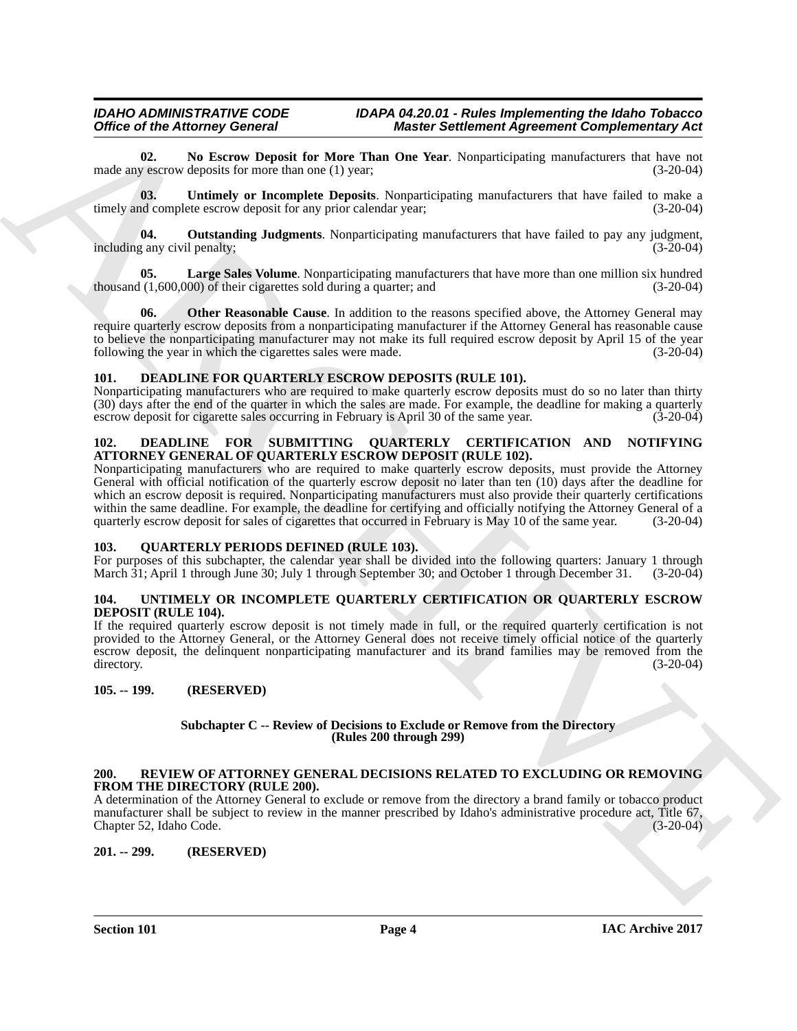**02. No Escrow Deposit for More Than One Year**. Nonparticipating manufacturers that have not made any escrow deposits for more than one (1) year; (3-20-04)

**03. Untimely or Incomplete Deposits**. Nonparticipating manufacturers that have failed to make a timely and complete escrow deposit for any prior calendar year; (3-20-04)

**04. Outstanding Judgments**. Nonparticipating manufacturers that have failed to pay any judgment, including any civil penalty; (3-20-04)

**05. Large Sales Volume**. Nonparticipating manufacturers that have more than one million six hundred thousand (1,600,000) of their cigarettes sold during a quarter; and (3-20-04)

**06. Other Reasonable Cause**. In addition to the reasons specified above, the Attorney General may require quarterly escrow deposits from a nonparticipating manufacturer if the Attorney General has reasonable cause to believe the nonparticipating manufacturer may not make its full required escrow deposit by April 15 of the year following the year in which the cigarettes sales were made. (3-20-04)

## 101. DEADLINE FOR QUARTERLY ESCROW DEPOSITS (RULE 101).

Nonparticipating manufacturers who are required to make quarterly escrow deposits must do so no later than thirty (30) days after the end of the quarter in which the sales are made. For example, the deadline for making a quarterly escrow deposit for cigarette sales occurring in February is April 30 of the same year. (3-20-04)

## 102. DEADLINE FOR SUBMITTING QUARTERLY CERTIFICATION AND NOTIFYING ATTORNEY GENERAL OF QUARTERLY ESCROW DEPOSIT (RULE 102).

Nonparticipating manufacturers who are required to make quarterly escrow deposits, must provide the Attorney General with official notification of the quarterly escrow deposit no later than ten (10) days after the deadline for which an escrow deposit is required. Nonparticipating manufacturers must also provide their quarterly certifications within the same deadline. For example, the deadline for certifying and officially notifying the Attorney General of a quarterly escrow deposit for sales of cigarettes that occurred in February is May 10 of the same year. (3-20-04)

## 103. QUARTERLY PERIODS DEFINED (RULE 103).

For purposes of this subchapter, the calendar year shall be divided into the following quarters: January 1 through March 31; April 1 through June 30; July 1 through September 30; and October 1 through December 31. (3-20-04)

## 104. UNTIMELY OR INCOMPLETE QUARTERLY CERTIFICATION OR QUARTERLY ESCROW DEPOSIT (RULE 104).

If the required quarterly escrow deposit is not timely made in full, or the required quarterly certification is not provided to the Attorney General, or the Attorney General does not receive timely official notice of the quarterly escrow deposit, the delinquent nonparticipating manufacturer and its brand families may be removed from the directory. (3-20-04)

## 105. -- 199. (RESERVED)

### Subchapter C -- Review of Decisions to Exclude or Remove from the Directory (Rules 200 through 299)

## 200. REVIEW OF ATTORNEY GENERAL DECISIONS RELATED TO EXCLUDING OR REMOVING FROM THE DIRECTORY (RULE 200).

A determination of the Attorney General to exclude or remove from the directory a brand family or tobacco product manufacturer shall be subject to review in the manner prescribed by Idaho's administrative procedure act, Title 67, Chapter 52, Idaho Code. (3-20-04)

## 201. -- 299. (RESERVED)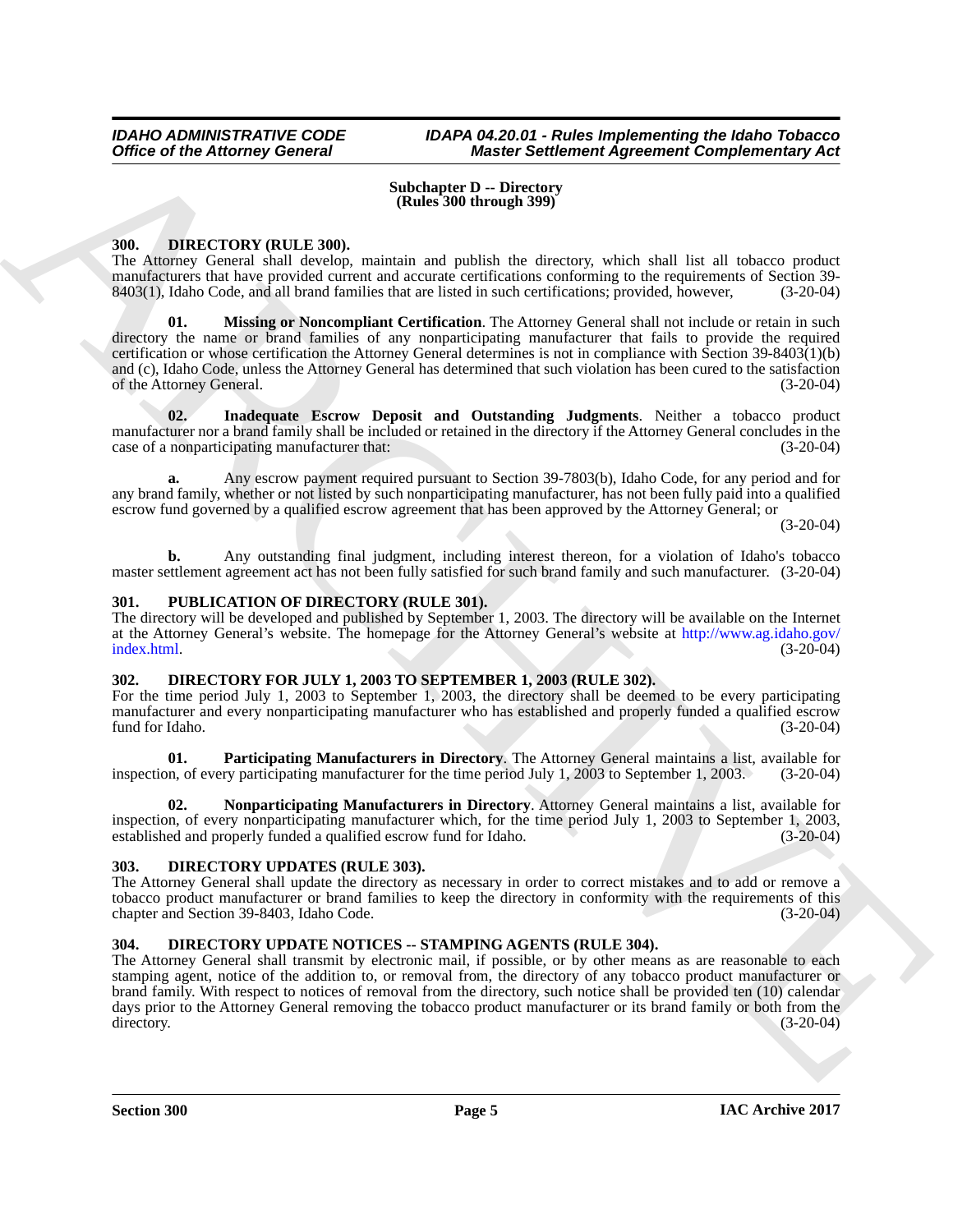**Subchapter D -- Directory**
**(Rules 300 through 399)**

### 300. DIRECTORY (RULE 300).

The Attorney General shall develop, maintain and publish the directory, which shall list all tobacco product manufacturers that have provided current and accurate certifications conforming to the requirements of Section 39-8403(1), Idaho Code, and all brand families that are listed in such certifications; provided, however, (3-20-04)

**01. Missing or Noncompliant Certification**. The Attorney General shall not include or retain in such directory the name or brand families of any nonparticipating manufacturer that fails to provide the required certification or whose certification the Attorney General determines is not in compliance with Section 39-8403(1)(b) and (c), Idaho Code, unless the Attorney General has determined that such violation has been cured to the satisfaction of the Attorney General. (3-20-04)

**02. Inadequate Escrow Deposit and Outstanding Judgments**. Neither a tobacco product manufacturer nor a brand family shall be included or retained in the directory if the Attorney General concludes in the case of a nonparticipating manufacturer that: (3-20-04)

**a.** Any escrow payment required pursuant to Section 39-7803(b), Idaho Code, for any period and for any brand family, whether or not listed by such nonparticipating manufacturer, has not been fully paid into a qualified escrow fund governed by a qualified escrow agreement that has been approved by the Attorney General; or (3-20-04)

**b.** Any outstanding final judgment, including interest thereon, for a violation of Idaho's tobacco master settlement agreement act has not been fully satisfied for such brand family and such manufacturer. (3-20-04)

### 301. PUBLICATION OF DIRECTORY (RULE 301).

The directory will be developed and published by September 1, 2003. The directory will be available on the Internet at the Attorney General's website. The homepage for the Attorney General's website at http://www.ag.idaho.gov/index.html. (3-20-04)

### 302. DIRECTORY FOR JULY 1, 2003 TO SEPTEMBER 1, 2003 (RULE 302).

For the time period July 1, 2003 to September 1, 2003, the directory shall be deemed to be every participating manufacturer and every nonparticipating manufacturer who has established and properly funded a qualified escrow fund for Idaho. (3-20-04)

**01. Participating Manufacturers in Directory**. The Attorney General maintains a list, available for inspection, of every participating manufacturer for the time period July 1, 2003 to September 1, 2003. (3-20-04)

**02. Nonparticipating Manufacturers in Directory**. Attorney General maintains a list, available for inspection, of every nonparticipating manufacturer which, for the time period July 1, 2003 to September 1, 2003, established and properly funded a qualified escrow fund for Idaho. (3-20-04)

### 303. DIRECTORY UPDATES (RULE 303).

The Attorney General shall update the directory as necessary in order to correct mistakes and to add or remove a tobacco product manufacturer or brand families to keep the directory in conformity with the requirements of this chapter and Section 39-8403, Idaho Code. (3-20-04)

### 304. DIRECTORY UPDATE NOTICES -- STAMPING AGENTS (RULE 304).

The Attorney General shall transmit by electronic mail, if possible, or by other means as are reasonable to each stamping agent, notice of the addition to, or removal from, the directory of any tobacco product manufacturer or brand family. With respect to notices of removal from the directory, such notice shall be provided ten (10) calendar days prior to the Attorney General removing the tobacco product manufacturer or its brand family or both from the directory. (3-20-04)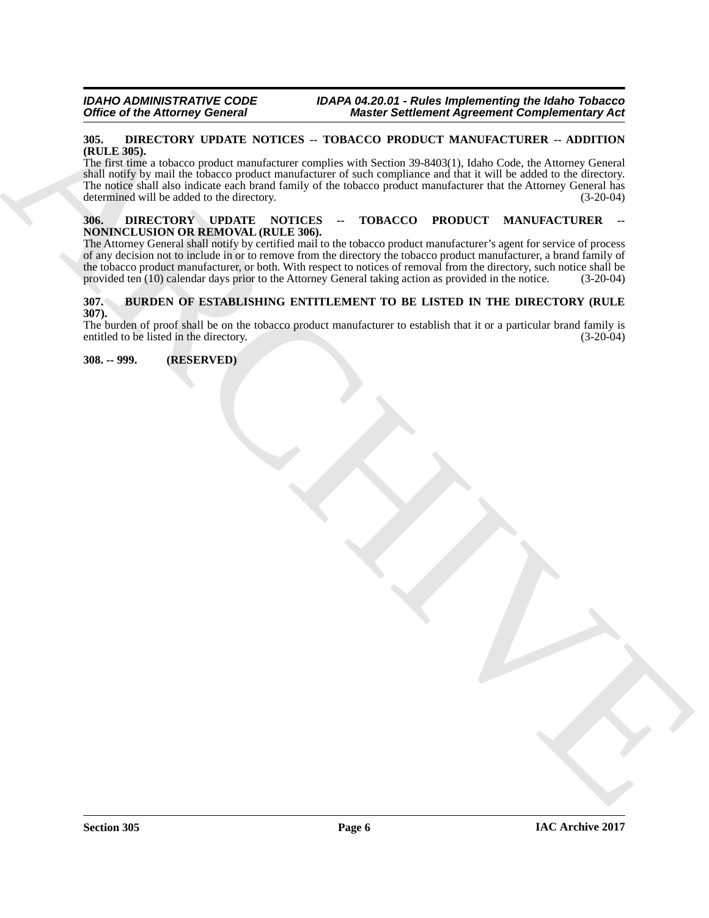### 305. DIRECTORY UPDATE NOTICES -- TOBACCO PRODUCT MANUFACTURER -- ADDITION (RULE 305).

The first time a tobacco product manufacturer complies with Section 39-8403(1), Idaho Code, the Attorney General shall notify by mail the tobacco product manufacturer of such compliance and that it will be added to the directory. The notice shall also indicate each brand family of the tobacco product manufacturer that the Attorney General has determined will be added to the directory. (3-20-04)

### 306. DIRECTORY UPDATE NOTICES -- TOBACCO PRODUCT MANUFACTURER -- NONINCLUSION OR REMOVAL (RULE 306).

The Attorney General shall notify by certified mail to the tobacco product manufacturer's agent for service of process of any decision not to include in or to remove from the directory the tobacco product manufacturer, a brand family of the tobacco product manufacturer, or both. With respect to notices of removal from the directory, such notice shall be provided ten (10) calendar days prior to the Attorney General taking action as provided in the notice. (3-20-04)

### 307. BURDEN OF ESTABLISHING ENTITLEMENT TO BE LISTED IN THE DIRECTORY (RULE 307).

The burden of proof shall be on the tobacco product manufacturer to establish that it or a particular brand family is entitled to be listed in the directory. (3-20-04)

### 308. -- 999. (RESERVED)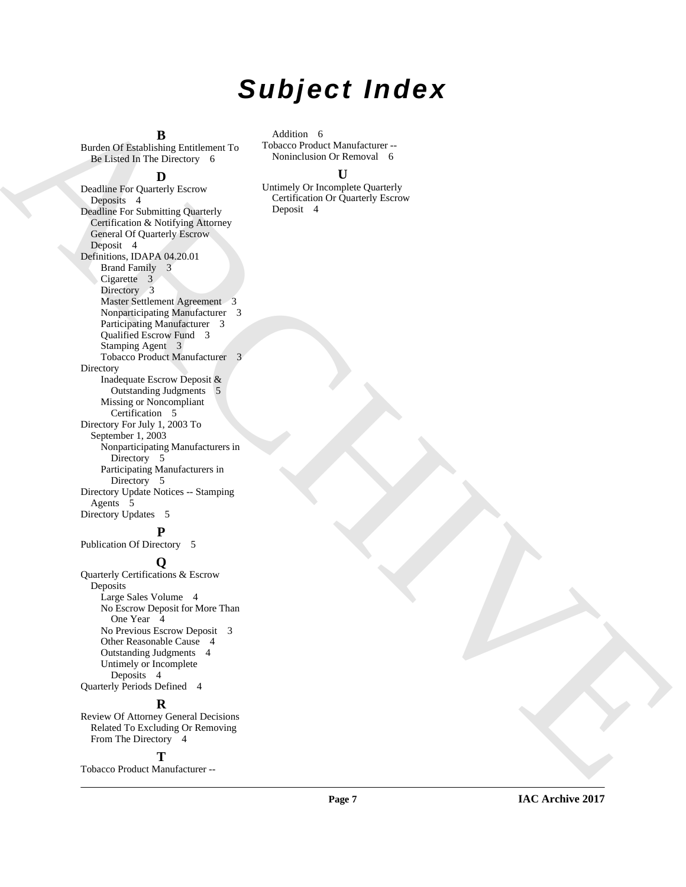# Subject Index

**B**

Burden Of Establishing Entitlement To Be Listed In The Directory 6

**D**

Deadline For Quarterly Escrow Deposits 4
Deadline For Submitting Quarterly Certification & Notifying Attorney General Of Quarterly Escrow Deposit 4
Definitions, IDAPA 04.20.01
- Brand Family 3
- Cigarette 3
- Directory 3
- Master Settlement Agreement 3
- Nonparticipating Manufacturer 3
- Participating Manufacturer 3
- Qualified Escrow Fund 3
- Stamping Agent 3
- Tobacco Product Manufacturer 3

Directory
- Inadequate Escrow Deposit & Outstanding Judgments 5
- Missing or Noncompliant Certification 5

Directory For July 1, 2003 To September 1, 2003
- Nonparticipating Manufacturers in Directory 5
- Participating Manufacturers in Directory 5

Directory Update Notices -- Stamping Agents 5
Directory Updates 5

**P**

Publication Of Directory 5

**Q**

Quarterly Certifications & Escrow Deposits
- Large Sales Volume 4
- No Escrow Deposit for More Than One Year 4
- No Previous Escrow Deposit 3
- Other Reasonable Cause 4
- Outstanding Judgments 4
- Untimely or Incomplete Deposits 4

Quarterly Periods Defined 4

**R**

Review Of Attorney General Decisions Related To Excluding Or Removing From The Directory 4

**T**

Tobacco Product Manufacturer -- Addition 6
Tobacco Product Manufacturer -- Noninclusion Or Removal 6

**U**

Untimely Or Incomplete Quarterly Certification Or Quarterly Escrow Deposit 4